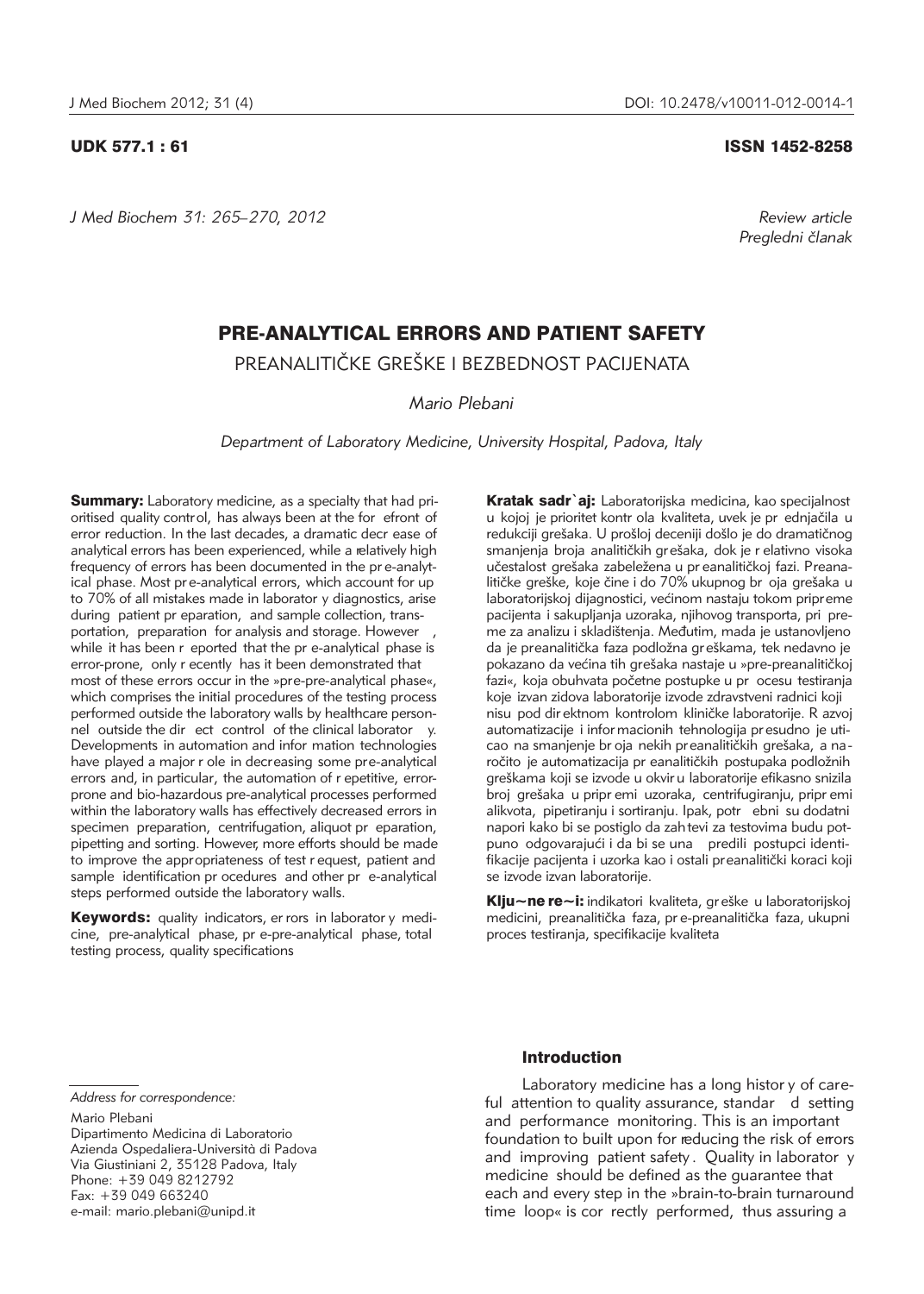UDK 577.1 : 61

ISSN 1452-8258

*Review article*
*Pregledni članak*

# PRE-ANALYTICAL ERRORS AND PATIENT SAFETY

## PREANALITIČKE GREŠKE I BEZBEDNOST PACIJENATA

*Mario Plebani*

*Department of Laboratory Medicine, University Hospital, Padova, Italy*

**Summary:** Laboratory medicine, as a specialty that had prioritised quality control, has always been at the forefront of error reduction. In the last decades, a dramatic decrease of analytical errors has been experienced, while a relatively high frequency of errors has been documented in the pre-analytical phase. Most pre-analytical errors, which account for up to 70% of all mistakes made in laboratory diagnostics, arise during patient preparation, and sample collection, transportation, preparation for analysis and storage. However, while it has been reported that the pre-analytical phase is error-prone, only recently has it been demonstrated that most of these errors occur in the »pre-pre-analytical phase«, which comprises the initial procedures of the testing process performed outside the laboratory walls by healthcare personnel outside the direct control of the clinical laboratory. Developments in automation and information technologies have played a major role in decreasing some pre-analytical errors and, in particular, the automation of repetitive, error-prone and bio-hazardous pre-analytical processes performed within the laboratory walls has effectively decreased errors in specimen preparation, centrifugation, aliquot preparation, pipetting and sorting. However, more efforts should be made to improve the appropriateness of test request, patient and sample identification procedures and other pre-analytical steps performed outside the laboratory walls.

**Keywords:** quality indicators, errors in laboratory medicine, pre-analytical phase, pre-pre-analytical phase, total testing process, quality specifications

**Kratak sadržaj:** Laboratorijska medicina, kao specijalnost u kojoj je prioritet kontrola kvaliteta, uvek je prednjačila u redukciji grešaka. U prošloj deceniji došlo je do dramatičnog smanjenja broja analitičkih grešaka, dok je relativno visoka učestalost grešaka zabeležena u preanalitičkoj fazi. Preanalitičke greške, koje čine i do 70% ukupnog broja grešaka u laboratorijskoj dijagnostici, većinom nastaju tokom pripreme pacijenta i sakupljanja uzoraka, njihovog transporta, pri preme za analizu i skladištenja. Međutim, mada je ustanovljeno da je preanalitička faza podložna greškama, tek nedavno je pokazano da većina tih grešaka nastaje u »pre-preanalitičkoj fazi«, koja obuhvata početne postupke u procesu testiranja koje izvan zidova laboratorije izvode zdravstveni radnici koji nisu pod direktnom kontrolom kliničke laboratorije. Razvoj automatizacije i informacionih tehnologija presudno je uticao na smanjenje broja nekih preanalitičkih grešaka, a naročito je automatizacija preanalitičkih postupaka podložnih greškama koji se izvode u okviru laboratorije efikasno snizila broj grešaka u pripremi uzoraka, centrifugiranju, pripremi alikvota, pipetiranju i sortiranju. Ipak, potrebni su dodatni napori kako bi se postiglo da zahtevi za testovima budu potpuno odgovarajući i da bi se unapredili postupci identifikacije pacijenta i uzorka kao i ostali preanalitički koraci koji se izvode izvan laboratorije.

**Ključne reči:** indikatori kvaliteta, greške u laboratorijskoj medicini, preanalitička faza, pre-preanalitička faza, ukupni proces testiranja, specifikacije kvaliteta

*Address for correspondence:*

Mario Plebani
Dipartimento Medicina di Laboratorio
Azienda Ospedaliera-Università di Padova
Via Giustiniani 2, 35128 Padova, Italy
Phone: +39 049 8212792
Fax: +39 049 663240
e-mail: mario.plebani@unipd.it

### Introduction

Laboratory medicine has a long history of careful attention to quality assurance, standard setting and performance monitoring. This is an important foundation to built upon for reducing the risk of errors and improving patient safety. Quality in laboratory medicine should be defined as the guarantee that each and every step in the »brain-to-brain turnaround time loop« is correctly performed, thus assuring a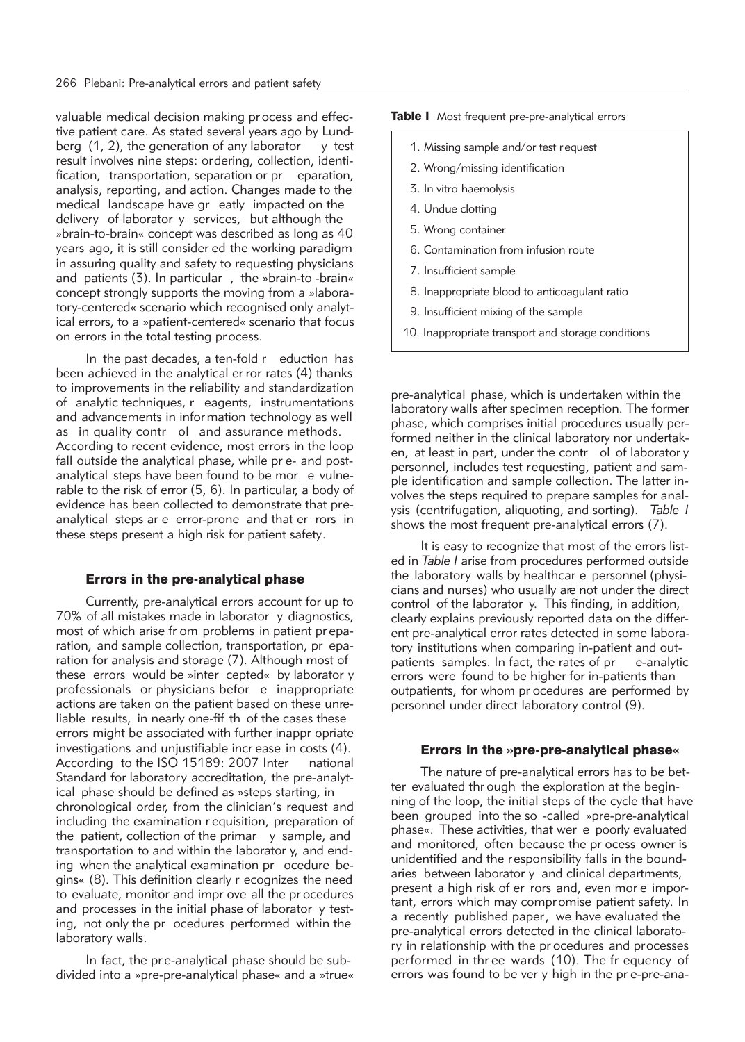valuable medical decision making process and effective patient care. As stated several years ago by Lundberg (1, 2), the generation of any laboratory test result involves nine steps: ordering, collection, identification, transportation, separation or preparation, analysis, reporting, and action. Changes made to the medical landscape have greatly impacted on the delivery of laboratory services, but although the »brain-to-brain« concept was described as long as 40 years ago, it is still considered the working paradigm in assuring quality and safety to requesting physicians and patients (3). In particular, the »brain-to-brain« concept strongly supports the moving from a »laboratory-centered« scenario which recognised only analytical errors, to a »patient-centered« scenario that focus on errors in the total testing process.

In the past decades, a ten-fold reduction has been achieved in the analytical error rates (4) thanks to improvements in the reliability and standardization of analytic techniques, reagents, instrumentations and advancements in information technology as well as in quality control and assurance methods. According to recent evidence, most errors in the loop fall outside the analytical phase, while pre- and post-analytical steps have been found to be more vulnerable to the risk of error (5, 6). In particular, a body of evidence has been collected to demonstrate that pre-analytical steps are error-prone and that errors in these steps present a high risk for patient safety.

## Errors in the pre-analytical phase

Currently, pre-analytical errors account for up to 70% of all mistakes made in laboratory diagnostics, most of which arise from problems in patient preparation, and sample collection, transportation, preparation for analysis and storage (7). Although most of these errors would be »intercepted« by laboratory professionals or physicians before inappropriate actions are taken on the patient based on these unreliable results, in nearly one-fifth of the cases these errors might be associated with further inappropriate investigations and unjustifiable increase in costs (4). According to the ISO 15189: 2007 International Standard for laboratory accreditation, the pre-analytical phase should be defined as »steps starting, in chronological order, from the clinician's request and including the examination requisition, preparation of the patient, collection of the primary sample, and transportation to and within the laboratory, and ending when the analytical examination procedure begins« (8). This definition clearly recognizes the need to evaluate, monitor and improve all the procedures and processes in the initial phase of laboratory testing, not only the procedures performed within the laboratory walls.

In fact, the pre-analytical phase should be subdivided into a »pre-pre-analytical phase« and a »true« pre-analytical phase, which is undertaken within the laboratory walls after specimen reception. The former phase, which comprises initial procedures usually performed neither in the clinical laboratory nor undertaken, at least in part, under the control of laboratory personnel, includes test requesting, patient and sample identification and sample collection. The latter involves the steps required to prepare samples for analysis (centrifugation, aliquoting, and sorting). *Table I* shows the most frequent pre-analytical errors (7).

**Table I** Most frequent pre-pre-analytical errors

1. Missing sample and/or test request
2. Wrong/missing identification
3. In vitro haemolysis
4. Undue clotting
5. Wrong container
6. Contamination from infusion route
7. Insufficient sample
8. Inappropriate blood to anticoagulant ratio
9. Insufficient mixing of the sample
10. Inappropriate transport and storage conditions

It is easy to recognize that most of the errors listed in *Table I* arise from procedures performed outside the laboratory walls by healthcare personnel (physicians and nurses) who usually are not under the direct control of the laboratory. This finding, in addition, clearly explains previously reported data on the different pre-analytical error rates detected in some laboratory institutions when comparing in-patient and outpatients samples. In fact, the rates of pre-analytic errors were found to be higher for in-patients than outpatients, for whom procedures are performed by personnel under direct laboratory control (9).

## Errors in the »pre-pre-analytical phase«

The nature of pre-analytical errors has to be better evaluated through the exploration at the beginning of the loop, the initial steps of the cycle that have been grouped into the so-called »pre-pre-analytical phase«. These activities, that were poorly evaluated and monitored, often because the process owner is unidentified and the responsibility falls in the boundaries between laboratory and clinical departments, present a high risk of errors and, even more important, errors which may compromise patient safety. In a recently published paper, we have evaluated the pre-analytical errors detected in the clinical laboratory in relationship with the procedures and processes performed in three wards (10). The frequency of errors was found to be very high in the pre-pre-ana-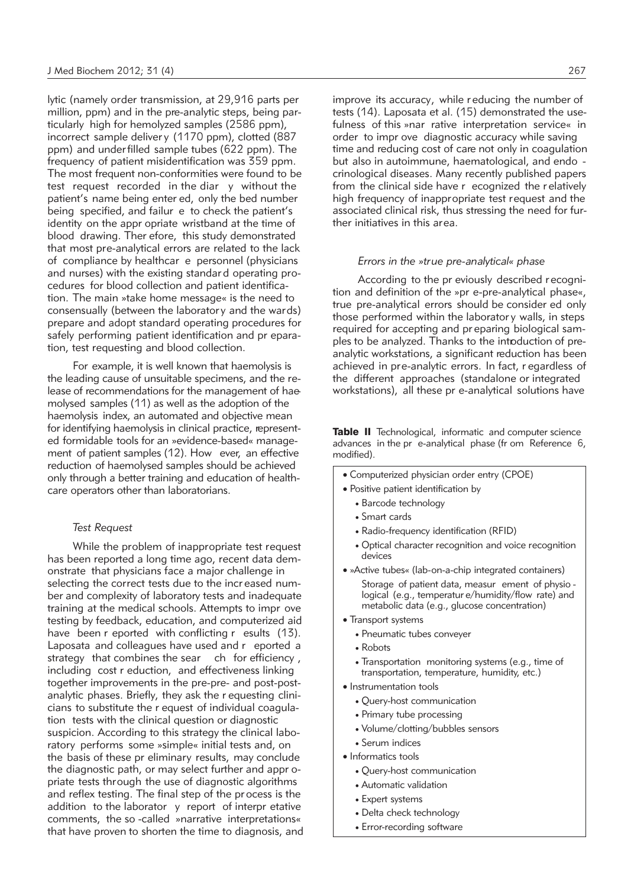lytic (namely order transmission, at 29,916 parts per million, ppm) and in the pre-analytic steps, being particularly high for hemolyzed samples (2586 ppm), incorrect sample delivery (1170 ppm), clotted (887 ppm) and underfilled sample tubes (622 ppm). The frequency of patient misidentification was 359 ppm. The most frequent non-conformities were found to be test request recorded in the diary without the patient's name being entered, only the bed number being specified, and failure to check the patient's identity on the appropriate wristband at the time of blood drawing. Therefore, this study demonstrated that most pre-analytical errors are related to the lack of compliance by healthcare personnel (physicians and nurses) with the existing standard operating procedures for blood collection and patient identification. The main »take home message« is the need to consensually (between the laboratory and the wards) prepare and adopt standard operating procedures for safely performing patient identification and preparation, test requesting and blood collection.

For example, it is well known that haemolysis is the leading cause of unsuitable specimens, and the release of recommendations for the management of haemolysed samples (11) as well as the adoption of the haemolysis index, an automated and objective mean for identifying haemolysis in clinical practice, represented formidable tools for an »evidence-based« management of patient samples (12). However, an effective reduction of haemolysed samples should be achieved only through a better training and education of healthcare operators other than laboratorians.

### *Test Request*

While the problem of inappropriate test request has been reported a long time ago, recent data demonstrate that physicians face a major challenge in selecting the correct tests due to the increased number and complexity of laboratory tests and inadequate training at the medical schools. Attempts to improve testing by feedback, education, and computerized aid have been reported with conflicting results (13). Laposata and colleagues have used and reported a strategy that combines the search for efficiency, including cost reduction, and effectiveness linking together improvements in the pre-pre- and post-post-analytic phases. Briefly, they ask the requesting clinicians to substitute the request of individual coagulation tests with the clinical question or diagnostic suspicion. According to this strategy the clinical laboratory performs some »simple« initial tests and, on the basis of these preliminary results, may conclude the diagnostic path, or may select further and appropriate tests through the use of diagnostic algorithms and reflex testing. The final step of the process is the addition to the laboratory report of interpretative comments, the so-called »narrative interpretations« that have proven to shorten the time to diagnosis, and improve its accuracy, while reducing the number of tests (14). Laposata et al. (15) demonstrated the usefulness of this »narrative interpretation service« in order to improve diagnostic accuracy while saving time and reducing cost of care not only in coagulation but also in autoimmune, haematological, and endocrinological diseases. Many recently published papers from the clinical side have recognized the relatively high frequency of inappropriate test request and the associated clinical risk, thus stressing the need for further initiatives in this area.

### *Errors in the »true pre-analytical« phase*

According to the previously described recognition and definition of the »pre-pre-analytical phase«, true pre-analytical errors should be considered only those performed within the laboratory walls, in steps required for accepting and preparing biological samples to be analyzed. Thanks to the introduction of pre-analytic workstations, a significant reduction has been achieved in pre-analytic errors. In fact, regardless of the different approaches (standalone or integrated workstations), all these pre-analytical solutions have

**Table II** Technological, informatic and computer science advances in the pre-analytical phase (from Reference 6, modified).

- Computerized physician order entry (CPOE)
- Positive patient identification by
  - Barcode technology
  - Smart cards
  - Radio-frequency identification (RFID)
  - Optical character recognition and voice recognition devices
- »Active tubes« (lab-on-a-chip integrated containers)
  Storage of patient data, measurement of physiological (e.g., temperature/humidity/flow rate) and metabolic data (e.g., glucose concentration)
- Transport systems
  - Pneumatic tubes conveyer
  - Robots
  - Transportation monitoring systems (e.g., time of transportation, temperature, humidity, etc.)
- Instrumentation tools
  - Query-host communication
  - Primary tube processing
  - Volume/clotting/bubbles sensors
  - Serum indices
- Informatics tools
  - Query-host communication
  - Automatic validation
  - Expert systems
  - Delta check technology
  - Error-recording software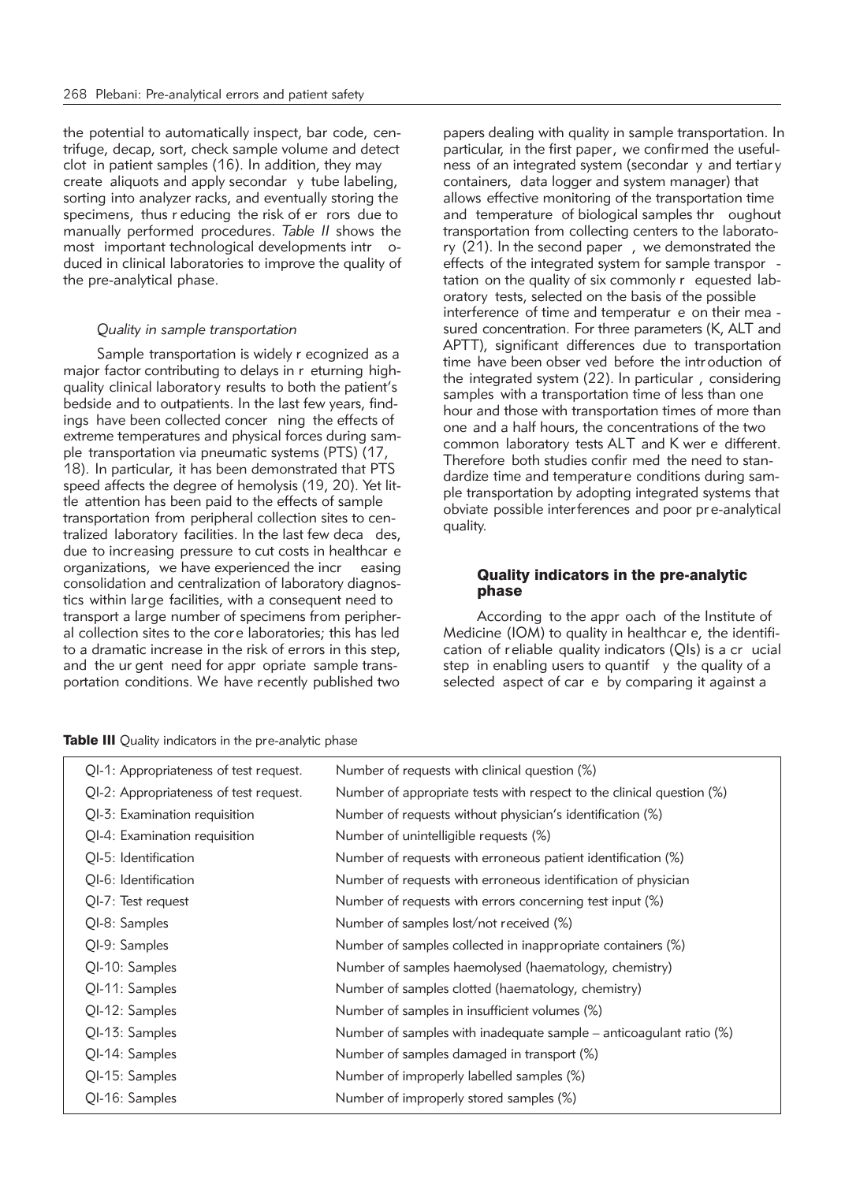the potential to automatically inspect, bar code, centrifuge, decap, sort, check sample volume and detect clot in patient samples (16). In addition, they may create aliquots and apply secondary tube labeling, sorting into analyzer racks, and eventually storing the specimens, thus reducing the risk of errors due to manually performed procedures. *Table II* shows the most important technological developments introduced in clinical laboratories to improve the quality of the pre-analytical phase.

### *Quality in sample transportation*

Sample transportation is widely recognized as a major factor contributing to delays in returning high-quality clinical laboratory results to both the patient's bedside and to outpatients. In the last few years, findings have been collected concerning the effects of extreme temperatures and physical forces during sample transportation via pneumatic systems (PTS) (17, 18). In particular, it has been demonstrated that PTS speed affects the degree of hemolysis (19, 20). Yet little attention has been paid to the effects of sample transportation from peripheral collection sites to centralized laboratory facilities. In the last few decades, due to increasing pressure to cut costs in healthcare organizations, we have experienced the increasing consolidation and centralization of laboratory diagnostics within large facilities, with a consequent need to transport a large number of specimens from peripheral collection sites to the core laboratories; this has led to a dramatic increase in the risk of errors in this step, and the urgent need for appropriate sample transportation conditions. We have recently published two papers dealing with quality in sample transportation. In particular, in the first paper, we confirmed the usefulness of an integrated system (secondary and tertiary containers, data logger and system manager) that allows effective monitoring of the transportation time and temperature of biological samples throughout transportation from collecting centers to the laboratory (21). In the second paper, we demonstrated the effects of the integrated system for sample transportation on the quality of six commonly requested laboratory tests, selected on the basis of the possible interference of time and temperature on their measured concentration. For three parameters (K, ALT and APTT), significant differences due to transportation time have been observed before the introduction of the integrated system (22). In particular, considering samples with a transportation time of less than one hour and those with transportation times of more than one and a half hours, the concentrations of the two common laboratory tests ALT and K were different. Therefore both studies confirmed the need to standardize time and temperature conditions during sample transportation by adopting integrated systems that obviate possible interferences and poor pre-analytical quality.

## Quality indicators in the pre-analytic phase

According to the approach of the Institute of Medicine (IOM) to quality in healthcare, the identification of reliable quality indicators (QIs) is a crucial step in enabling users to quantify the quality of a selected aspect of care by comparing it against a

**Table III** Quality indicators in the pre-analytic phase

| | |
|---|---|
| QI-1: Appropriateness of test request. | Number of requests with clinical question (%) |
| QI-2: Appropriateness of test request. | Number of appropriate tests with respect to the clinical question (%) |
| QI-3: Examination requisition | Number of requests without physician's identification (%) |
| QI-4: Examination requisition | Number of unintelligible requests (%) |
| QI-5: Identification | Number of requests with erroneous patient identification (%) |
| QI-6: Identification | Number of requests with erroneous identification of physician |
| QI-7: Test request | Number of requests with errors concerning test input (%) |
| QI-8: Samples | Number of samples lost/not received (%) |
| QI-9: Samples | Number of samples collected in inappropriate containers (%) |
| QI-10: Samples | Number of samples haemolysed (haematology, chemistry) |
| QI-11: Samples | Number of samples clotted (haematology, chemistry) |
| QI-12: Samples | Number of samples in insufficient volumes (%) |
| QI-13: Samples | Number of samples with inadequate sample – anticoagulant ratio (%) |
| QI-14: Samples | Number of samples damaged in transport (%) |
| QI-15: Samples | Number of improperly labelled samples (%) |
| QI-16: Samples | Number of improperly stored samples (%) |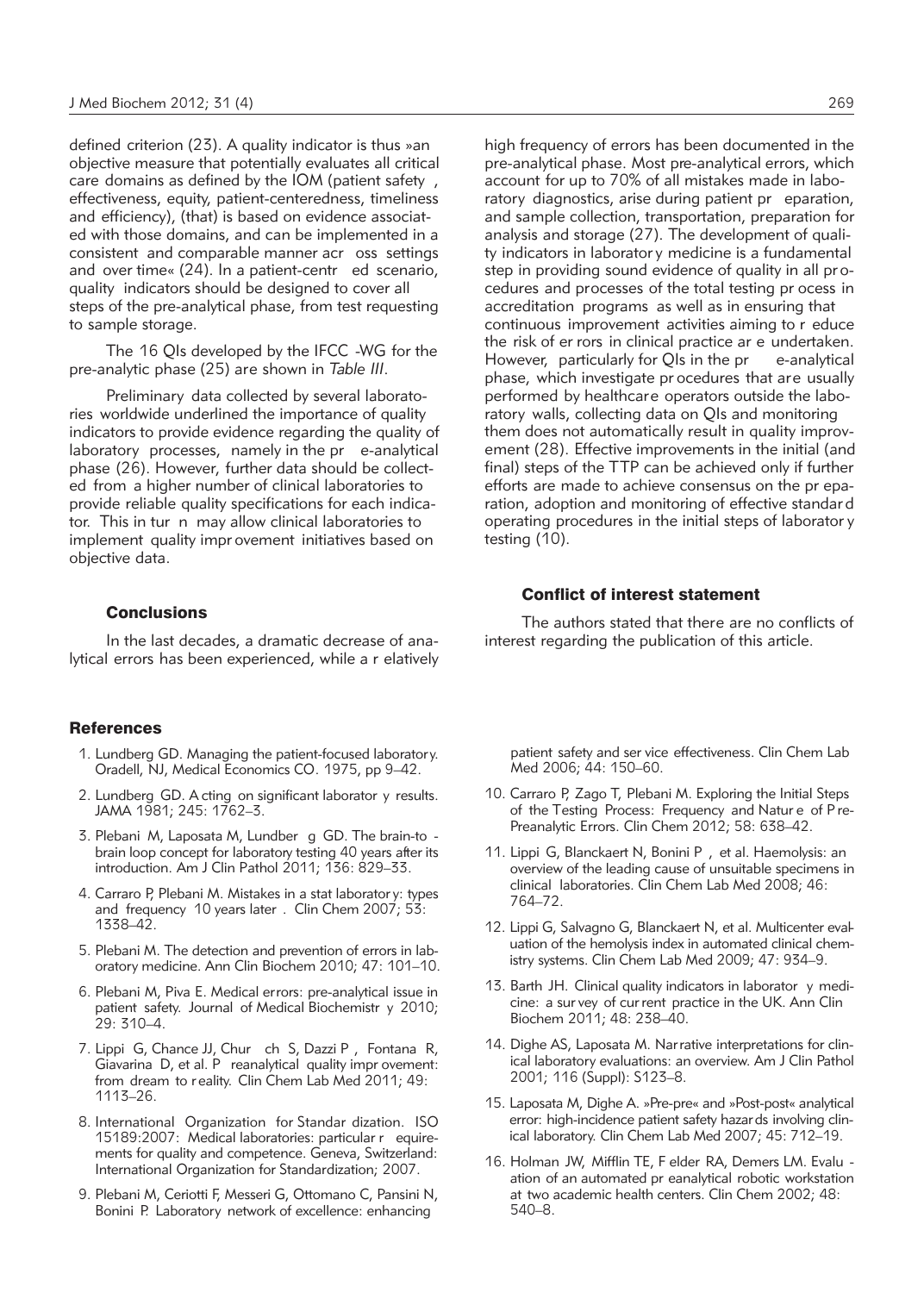defined criterion (23). A quality indicator is thus »an objective measure that potentially evaluates all critical care domains as defined by the IOM (patient safety, effectiveness, equity, patient-centeredness, timeliness and efficiency), (that) is based on evidence associated with those domains, and can be implemented in a consistent and comparable manner across settings and over time« (24). In a patient-centred scenario, quality indicators should be designed to cover all steps of the pre-analytical phase, from test requesting to sample storage.

The 16 QIs developed by the IFCC-WG for the pre-analytic phase (25) are shown in *Table III*.

Preliminary data collected by several laboratories worldwide underlined the importance of quality indicators to provide evidence regarding the quality of laboratory processes, namely in the pre-analytical phase (26). However, further data should be collected from a higher number of clinical laboratories to provide reliable quality specifications for each indicator. This in turn may allow clinical laboratories to implement quality improvement initiatives based on objective data.

## Conclusions

In the last decades, a dramatic decrease of analytical errors has been experienced, while a relatively high frequency of errors has been documented in the pre-analytical phase. Most pre-analytical errors, which account for up to 70% of all mistakes made in laboratory diagnostics, arise during patient preparation, and sample collection, transportation, preparation for analysis and storage (27). The development of quality indicators in laboratory medicine is a fundamental step in providing sound evidence of quality in all procedures and processes of the total testing process in accreditation programs as well as in ensuring that continuous improvement activities aiming to reduce the risk of errors in clinical practice are undertaken. However, particularly for QIs in the pre-analytical phase, which investigate procedures that are usually performed by healthcare operators outside the laboratory walls, collecting data on QIs and monitoring them does not automatically result in quality improvement (28). Effective improvements in the initial (and final) steps of the TTP can be achieved only if further efforts are made to achieve consensus on the preparation, adoption and monitoring of effective standard operating procedures in the initial steps of laboratory testing (10).

## Conflict of interest statement

The authors stated that there are no conflicts of interest regarding the publication of this article.

## References

1. Lundberg GD. Managing the patient-focused laboratory. Oradell, NJ, Medical Economics CO. 1975, pp 9–42.
2. Lundberg GD. Acting on significant laboratory results. JAMA 1981; 245: 1762–3.
3. Plebani M, Laposata M, Lundberg GD. The brain-to-brain loop concept for laboratory testing 40 years after its introduction. Am J Clin Pathol 2011; 136: 829–33.
4. Carraro P, Plebani M. Mistakes in a stat laboratory: types and frequency 10 years later. Clin Chem 2007; 53: 1338–42.
5. Plebani M. The detection and prevention of errors in laboratory medicine. Ann Clin Biochem 2010; 47: 101–10.
6. Plebani M, Piva E. Medical errors: pre-analytical issue in patient safety. Journal of Medical Biochemistry 2010; 29: 310–4.
7. Lippi G, Chance JJ, Church S, Dazzi P, Fontana R, Giavarina D, et al. Preanalytical quality improvement: from dream to reality. Clin Chem Lab Med 2011; 49: 1113–26.
8. International Organization for Standardization. ISO 15189:2007: Medical laboratories: particular requirements for quality and competence. Geneva, Switzerland: International Organization for Standardization; 2007.
9. Plebani M, Ceriotti F, Messeri G, Ottomano C, Pansini N, Bonini P. Laboratory network of excellence: enhancing patient safety and service effectiveness. Clin Chem Lab Med 2006; 44: 150–60.
10. Carraro P, Zago T, Plebani M. Exploring the Initial Steps of the Testing Process: Frequency and Nature of Pre-Preanalytic Errors. Clin Chem 2012; 58: 638–42.
11. Lippi G, Blanckaert N, Bonini P, et al. Haemolysis: an overview of the leading cause of unsuitable specimens in clinical laboratories. Clin Chem Lab Med 2008; 46: 764–72.
12. Lippi G, Salvagno G, Blanckaert N, et al. Multicenter evaluation of the hemolysis index in automated clinical chemistry systems. Clin Chem Lab Med 2009; 47: 934–9.
13. Barth JH. Clinical quality indicators in laboratory medicine: a survey of current practice in the UK. Ann Clin Biochem 2011; 48: 238–40.
14. Dighe AS, Laposata M. Narrative interpretations for clinical laboratory evaluations: an overview. Am J Clin Pathol 2001; 116 (Suppl): S123–8.
15. Laposata M, Dighe A. »Pre-pre« and »Post-post« analytical error: high-incidence patient safety hazards involving clinical laboratory. Clin Chem Lab Med 2007; 45: 712–19.
16. Holman JW, Mifflin TE, Felder RA, Demers LM. Evaluation of an automated preanalytical robotic workstation at two academic health centers. Clin Chem 2002; 48: 540–8.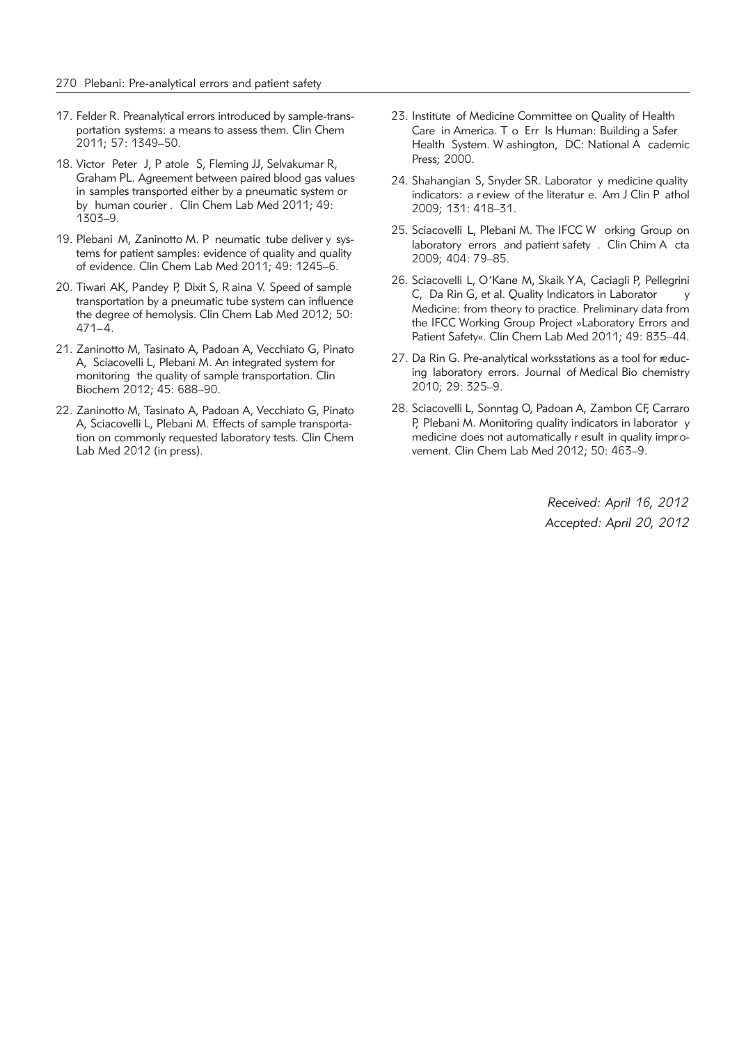17. Felder R. Preanalytical errors introduced by sample-transportation systems: a means to assess them. Clin Chem 2011; 57: 1349–50.

18. Victor Peter J, Patole S, Fleming JJ, Selvakumar R, Graham PL. Agreement between paired blood gas values in samples transported either by a pneumatic system or by human courier. Clin Chem Lab Med 2011; 49: 1303–9.

19. Plebani M, Zaninotto M. Pneumatic tube delivery systems for patient samples: evidence of quality and quality of evidence. Clin Chem Lab Med 2011; 49: 1245–6.

20. Tiwari AK, Pandey P, Dixit S, Raina V. Speed of sample transportation by a pneumatic tube system can influence the degree of hemolysis. Clin Chem Lab Med 2012; 50: 471–4.

21. Zaninotto M, Tasinato A, Padoan A, Vecchiato G, Pinato A, Sciacovelli L, Plebani M. An integrated system for monitoring the quality of sample transportation. Clin Biochem 2012; 45: 688–90.

22. Zaninotto M, Tasinato A, Padoan A, Vecchiato G, Pinato A, Sciacovelli L, Plebani M. Effects of sample transportation on commonly requested laboratory tests. Clin Chem Lab Med 2012 (in press).

23. Institute of Medicine Committee on Quality of Health Care in America. To Err Is Human: Building a Safer Health System. Washington, DC: National Academic Press; 2000.

24. Shahangian S, Snyder SR. Laboratory medicine quality indicators: a review of the literature. Am J Clin Pathol 2009; 131: 418–31.

25. Sciacovelli L, Plebani M. The IFCC Working Group on laboratory errors and patient safety. Clin Chim Acta 2009; 404: 79–85.

26. Sciacovelli L, O'Kane M, Skaik YA, Caciagli P, Pellegrini C, Da Rin G, et al. Quality Indicators in Laboratory Medicine: from theory to practice. Preliminary data from the IFCC Working Group Project »Laboratory Errors and Patient Safety«. Clin Chem Lab Med 2011; 49: 835–44.

27. Da Rin G. Pre-analytical worksstations as a tool for reducing laboratory errors. Journal of Medical Bio chemistry 2010; 29: 325–9.

28. Sciacovelli L, Sonntag O, Padoan A, Zambon CF, Carraro P, Plebani M. Monitoring quality indicators in laboratory medicine does not automatically result in quality improvement. Clin Chem Lab Med 2012; 50: 463–9.

*Received: April 16, 2012*
*Accepted: April 20, 2012*